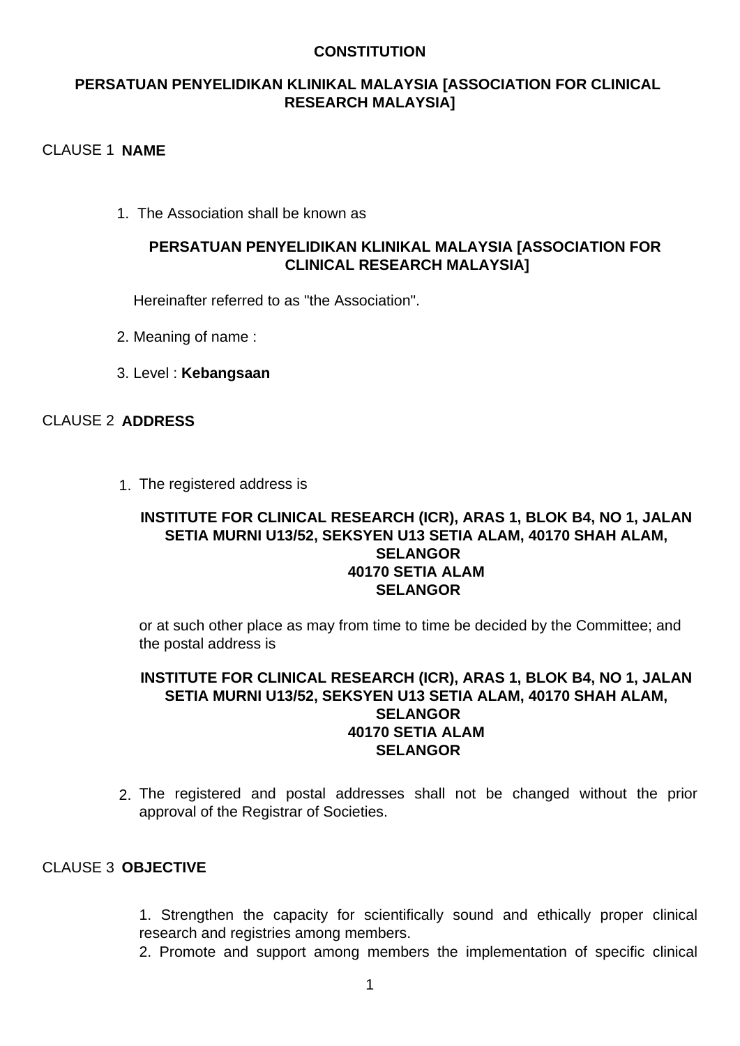**CONSTITUTION**

**PERSATUAN PENYELIDIKAN KLINIKAL MALAYSIA [ASSOCIATION FOR CLINICAL RESEARCH MALAYSIA]**

CLAUSE 1 **NAME**

1. The Association shall be known as

**PERSATUAN PENYELIDIKAN KLINIKAL MALAYSIA [ASSOCIATION FOR CLINICAL RESEARCH MALAYSIA]**

Hereinafter referred to as "the Association".

2. Meaning of name :

3. Level : **Kebangsaan**

CLAUSE 2 **ADDRESS**

1. The registered address is

**INSTITUTE FOR CLINICAL RESEARCH (ICR), ARAS 1, BLOK B4, NO 1, JALAN SETIA MURNI U13/52, SEKSYEN U13 SETIA ALAM, 40170 SHAH ALAM, SELANGOR**
**40170 SETIA ALAM**
**SELANGOR**

or at such other place as may from time to time be decided by the Committee; and the postal address is

**INSTITUTE FOR CLINICAL RESEARCH (ICR), ARAS 1, BLOK B4, NO 1, JALAN SETIA MURNI U13/52, SEKSYEN U13 SETIA ALAM, 40170 SHAH ALAM, SELANGOR**
**40170 SETIA ALAM**
**SELANGOR**

2. The registered and postal addresses shall not be changed without the prior approval of the Registrar of Societies.

CLAUSE 3 **OBJECTIVE**

1. Strengthen the capacity for scientifically sound and ethically proper clinical research and registries among members.
2. Promote and support among members the implementation of specific clinical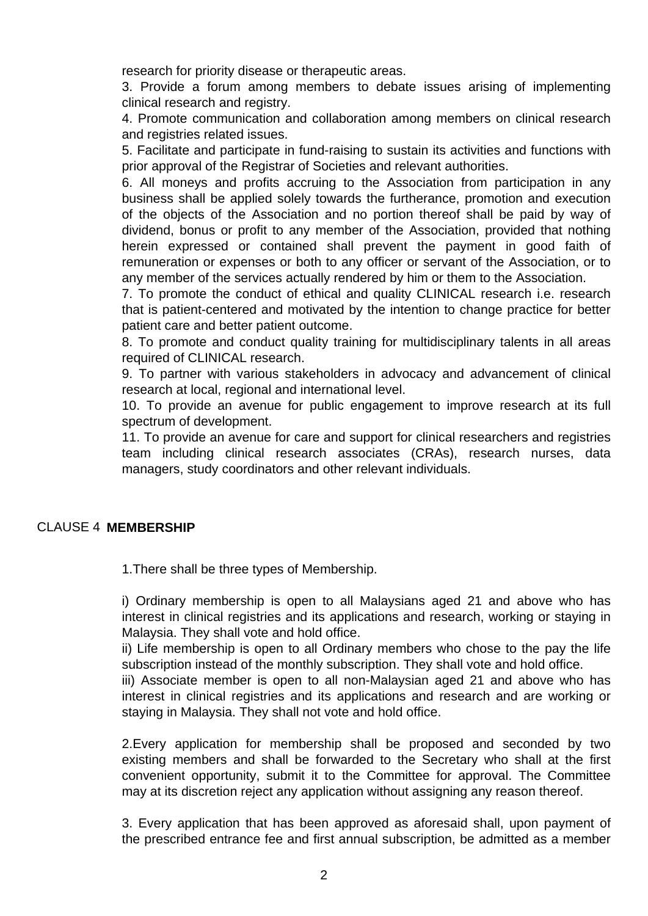research for priority disease or therapeutic areas.

3. Provide a forum among members to debate issues arising of implementing clinical research and registry.

4. Promote communication and collaboration among members on clinical research and registries related issues.

5. Facilitate and participate in fund-raising to sustain its activities and functions with prior approval of the Registrar of Societies and relevant authorities.

6. All moneys and profits accruing to the Association from participation in any business shall be applied solely towards the furtherance, promotion and execution of the objects of the Association and no portion thereof shall be paid by way of dividend, bonus or profit to any member of the Association, provided that nothing herein expressed or contained shall prevent the payment in good faith of remuneration or expenses or both to any officer or servant of the Association, or to any member of the services actually rendered by him or them to the Association.

7. To promote the conduct of ethical and quality CLINICAL research i.e. research that is patient-centered and motivated by the intention to change practice for better patient care and better patient outcome.

8. To promote and conduct quality training for multidisciplinary talents in all areas required of CLINICAL research.

9. To partner with various stakeholders in advocacy and advancement of clinical research at local, regional and international level.

10. To provide an avenue for public engagement to improve research at its full spectrum of development.

11. To provide an avenue for care and support for clinical researchers and registries team including clinical research associates (CRAs), research nurses, data managers, study coordinators and other relevant individuals.

## CLAUSE 4 **MEMBERSHIP**

1.There shall be three types of Membership.

i) Ordinary membership is open to all Malaysians aged 21 and above who has interest in clinical registries and its applications and research, working or staying in Malaysia. They shall vote and hold office.

ii) Life membership is open to all Ordinary members who chose to the pay the life subscription instead of the monthly subscription. They shall vote and hold office.

iii) Associate member is open to all non-Malaysian aged 21 and above who has interest in clinical registries and its applications and research and are working or staying in Malaysia. They shall not vote and hold office.

2.Every application for membership shall be proposed and seconded by two existing members and shall be forwarded to the Secretary who shall at the first convenient opportunity, submit it to the Committee for approval. The Committee may at its discretion reject any application without assigning any reason thereof.

3. Every application that has been approved as aforesaid shall, upon payment of the prescribed entrance fee and first annual subscription, be admitted as a member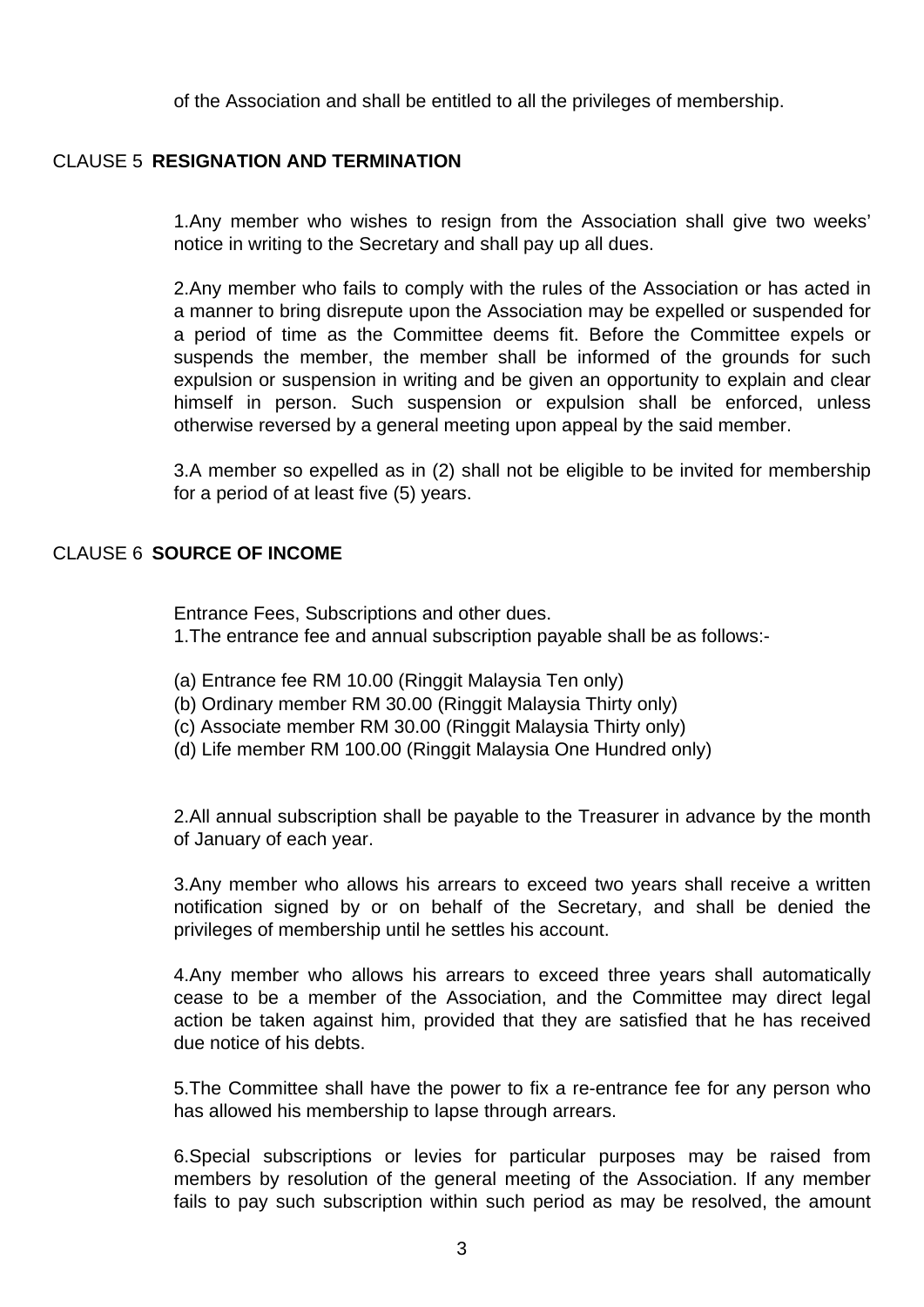of the Association and shall be entitled to all the privileges of membership.

## CLAUSE 5 **RESIGNATION AND TERMINATION**

1.Any member who wishes to resign from the Association shall give two weeks' notice in writing to the Secretary and shall pay up all dues.

2.Any member who fails to comply with the rules of the Association or has acted in a manner to bring disrepute upon the Association may be expelled or suspended for a period of time as the Committee deems fit. Before the Committee expels or suspends the member, the member shall be informed of the grounds for such expulsion or suspension in writing and be given an opportunity to explain and clear himself in person. Such suspension or expulsion shall be enforced, unless otherwise reversed by a general meeting upon appeal by the said member.

3.A member so expelled as in (2) shall not be eligible to be invited for membership for a period of at least five (5) years.

## CLAUSE 6 **SOURCE OF INCOME**

Entrance Fees, Subscriptions and other dues.

1.The entrance fee and annual subscription payable shall be as follows:-

(a) Entrance fee RM 10.00 (Ringgit Malaysia Ten only)
(b) Ordinary member RM 30.00 (Ringgit Malaysia Thirty only)
(c) Associate member RM 30.00 (Ringgit Malaysia Thirty only)
(d) Life member RM 100.00 (Ringgit Malaysia One Hundred only)

2.All annual subscription shall be payable to the Treasurer in advance by the month of January of each year.

3.Any member who allows his arrears to exceed two years shall receive a written notification signed by or on behalf of the Secretary, and shall be denied the privileges of membership until he settles his account.

4.Any member who allows his arrears to exceed three years shall automatically cease to be a member of the Association, and the Committee may direct legal action be taken against him, provided that they are satisfied that he has received due notice of his debts.

5.The Committee shall have the power to fix a re-entrance fee for any person who has allowed his membership to lapse through arrears.

6.Special subscriptions or levies for particular purposes may be raised from members by resolution of the general meeting of the Association. If any member fails to pay such subscription within such period as may be resolved, the amount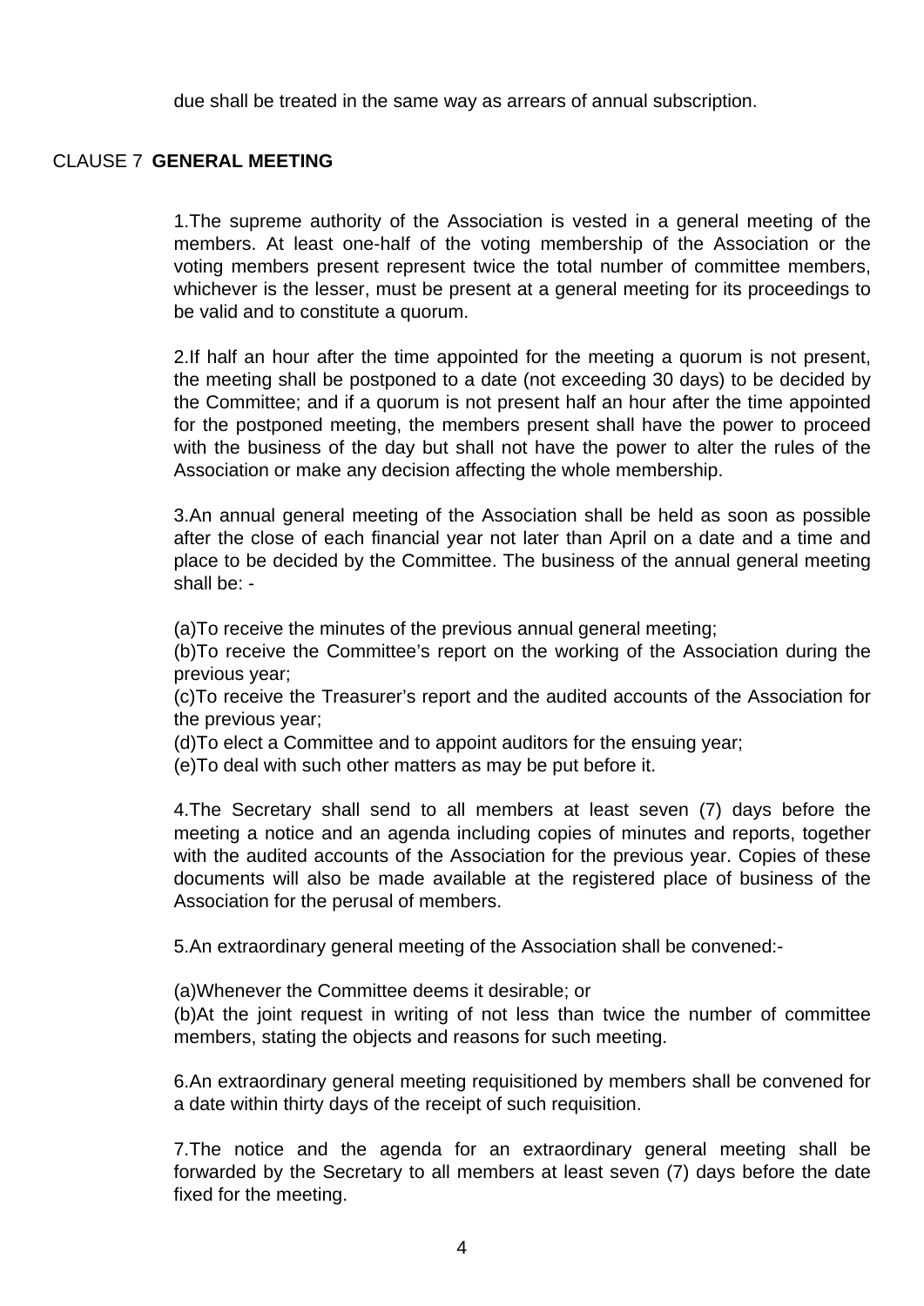due shall be treated in the same way as arrears of annual subscription.

CLAUSE 7 **GENERAL MEETING**

1.The supreme authority of the Association is vested in a general meeting of the members. At least one-half of the voting membership of the Association or the voting members present represent twice the total number of committee members, whichever is the lesser, must be present at a general meeting for its proceedings to be valid and to constitute a quorum.

2.If half an hour after the time appointed for the meeting a quorum is not present, the meeting shall be postponed to a date (not exceeding 30 days) to be decided by the Committee; and if a quorum is not present half an hour after the time appointed for the postponed meeting, the members present shall have the power to proceed with the business of the day but shall not have the power to alter the rules of the Association or make any decision affecting the whole membership.

3.An annual general meeting of the Association shall be held as soon as possible after the close of each financial year not later than April on a date and a time and place to be decided by the Committee. The business of the annual general meeting shall be: -

(a)To receive the minutes of the previous annual general meeting;
(b)To receive the Committee's report on the working of the Association during the previous year;
(c)To receive the Treasurer's report and the audited accounts of the Association for the previous year;
(d)To elect a Committee and to appoint auditors for the ensuing year;
(e)To deal with such other matters as may be put before it.

4.The Secretary shall send to all members at least seven (7) days before the meeting a notice and an agenda including copies of minutes and reports, together with the audited accounts of the Association for the previous year. Copies of these documents will also be made available at the registered place of business of the Association for the perusal of members.

5.An extraordinary general meeting of the Association shall be convened:-

(a)Whenever the Committee deems it desirable; or
(b)At the joint request in writing of not less than twice the number of committee members, stating the objects and reasons for such meeting.

6.An extraordinary general meeting requisitioned by members shall be convened for a date within thirty days of the receipt of such requisition.

7.The notice and the agenda for an extraordinary general meeting shall be forwarded by the Secretary to all members at least seven (7) days before the date fixed for the meeting.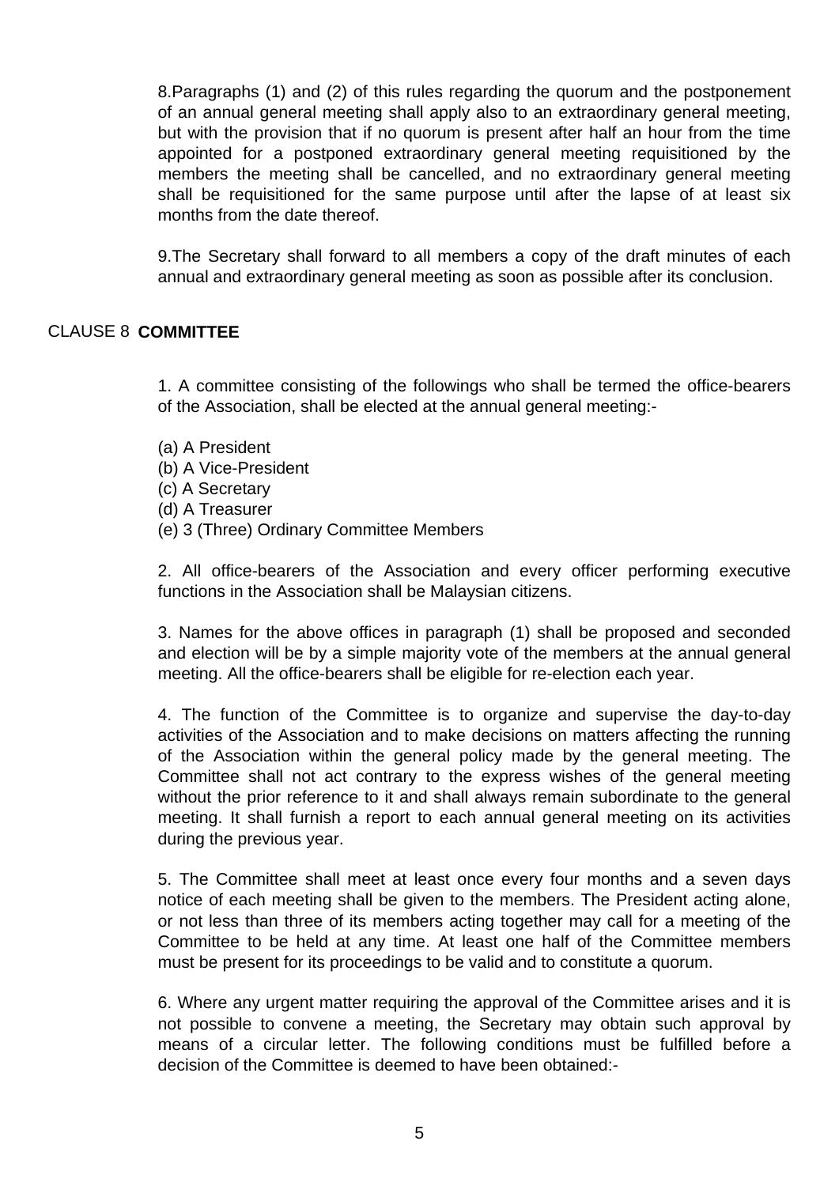8.Paragraphs (1) and (2) of this rules regarding the quorum and the postponement of an annual general meeting shall apply also to an extraordinary general meeting, but with the provision that if no quorum is present after half an hour from the time appointed for a postponed extraordinary general meeting requisitioned by the members the meeting shall be cancelled, and no extraordinary general meeting shall be requisitioned for the same purpose until after the lapse of at least six months from the date thereof.

9.The Secretary shall forward to all members a copy of the draft minutes of each annual and extraordinary general meeting as soon as possible after its conclusion.

## CLAUSE 8 **COMMITTEE**

1. A committee consisting of the followings who shall be termed the office-bearers of the Association, shall be elected at the annual general meeting:-

(a) A President
(b) A Vice-President
(c) A Secretary
(d) A Treasurer
(e) 3 (Three) Ordinary Committee Members

2. All office-bearers of the Association and every officer performing executive functions in the Association shall be Malaysian citizens.

3. Names for the above offices in paragraph (1) shall be proposed and seconded and election will be by a simple majority vote of the members at the annual general meeting. All the office-bearers shall be eligible for re-election each year.

4. The function of the Committee is to organize and supervise the day-to-day activities of the Association and to make decisions on matters affecting the running of the Association within the general policy made by the general meeting. The Committee shall not act contrary to the express wishes of the general meeting without the prior reference to it and shall always remain subordinate to the general meeting. It shall furnish a report to each annual general meeting on its activities during the previous year.

5. The Committee shall meet at least once every four months and a seven days notice of each meeting shall be given to the members. The President acting alone, or not less than three of its members acting together may call for a meeting of the Committee to be held at any time. At least one half of the Committee members must be present for its proceedings to be valid and to constitute a quorum.

6. Where any urgent matter requiring the approval of the Committee arises and it is not possible to convene a meeting, the Secretary may obtain such approval by means of a circular letter. The following conditions must be fulfilled before a decision of the Committee is deemed to have been obtained:-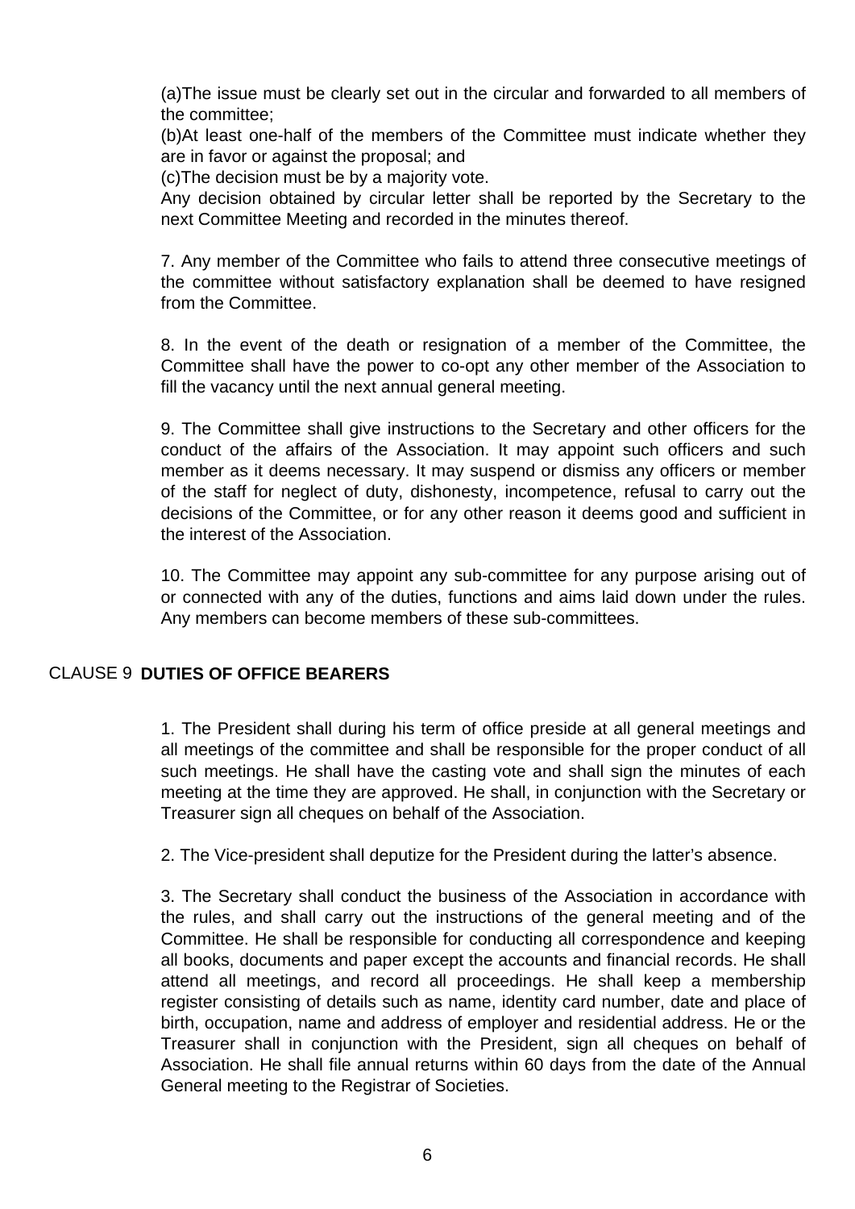(a)The issue must be clearly set out in the circular and forwarded to all members of the committee;

(b)At least one-half of the members of the Committee must indicate whether they are in favor or against the proposal; and

(c)The decision must be by a majority vote.

Any decision obtained by circular letter shall be reported by the Secretary to the next Committee Meeting and recorded in the minutes thereof.

7. Any member of the Committee who fails to attend three consecutive meetings of the committee without satisfactory explanation shall be deemed to have resigned from the Committee.

8. In the event of the death or resignation of a member of the Committee, the Committee shall have the power to co-opt any other member of the Association to fill the vacancy until the next annual general meeting.

9. The Committee shall give instructions to the Secretary and other officers for the conduct of the affairs of the Association. It may appoint such officers and such member as it deems necessary. It may suspend or dismiss any officers or member of the staff for neglect of duty, dishonesty, incompetence, refusal to carry out the decisions of the Committee, or for any other reason it deems good and sufficient in the interest of the Association.

10. The Committee may appoint any sub-committee for any purpose arising out of or connected with any of the duties, functions and aims laid down under the rules. Any members can become members of these sub-committees.

## CLAUSE 9 **DUTIES OF OFFICE BEARERS**

1. The President shall during his term of office preside at all general meetings and all meetings of the committee and shall be responsible for the proper conduct of all such meetings. He shall have the casting vote and shall sign the minutes of each meeting at the time they are approved. He shall, in conjunction with the Secretary or Treasurer sign all cheques on behalf of the Association.

2. The Vice-president shall deputize for the President during the latter's absence.

3. The Secretary shall conduct the business of the Association in accordance with the rules, and shall carry out the instructions of the general meeting and of the Committee. He shall be responsible for conducting all correspondence and keeping all books, documents and paper except the accounts and financial records. He shall attend all meetings, and record all proceedings. He shall keep a membership register consisting of details such as name, identity card number, date and place of birth, occupation, name and address of employer and residential address. He or the Treasurer shall in conjunction with the President, sign all cheques on behalf of Association. He shall file annual returns within 60 days from the date of the Annual General meeting to the Registrar of Societies.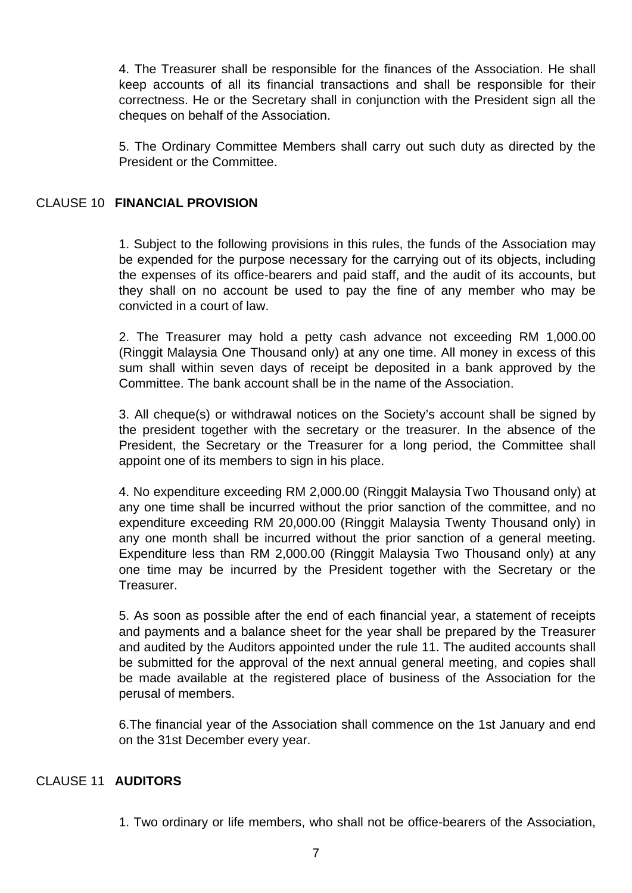4. The Treasurer shall be responsible for the finances of the Association. He shall keep accounts of all its financial transactions and shall be responsible for their correctness. He or the Secretary shall in conjunction with the President sign all the cheques on behalf of the Association.

5. The Ordinary Committee Members shall carry out such duty as directed by the President or the Committee.

## CLAUSE 10 **FINANCIAL PROVISION**

1. Subject to the following provisions in this rules, the funds of the Association may be expended for the purpose necessary for the carrying out of its objects, including the expenses of its office-bearers and paid staff, and the audit of its accounts, but they shall on no account be used to pay the fine of any member who may be convicted in a court of law.

2. The Treasurer may hold a petty cash advance not exceeding RM 1,000.00 (Ringgit Malaysia One Thousand only) at any one time. All money in excess of this sum shall within seven days of receipt be deposited in a bank approved by the Committee. The bank account shall be in the name of the Association.

3. All cheque(s) or withdrawal notices on the Society's account shall be signed by the president together with the secretary or the treasurer. In the absence of the President, the Secretary or the Treasurer for a long period, the Committee shall appoint one of its members to sign in his place.

4. No expenditure exceeding RM 2,000.00 (Ringgit Malaysia Two Thousand only) at any one time shall be incurred without the prior sanction of the committee, and no expenditure exceeding RM 20,000.00 (Ringgit Malaysia Twenty Thousand only) in any one month shall be incurred without the prior sanction of a general meeting. Expenditure less than RM 2,000.00 (Ringgit Malaysia Two Thousand only) at any one time may be incurred by the President together with the Secretary or the Treasurer.

5. As soon as possible after the end of each financial year, a statement of receipts and payments and a balance sheet for the year shall be prepared by the Treasurer and audited by the Auditors appointed under the rule 11. The audited accounts shall be submitted for the approval of the next annual general meeting, and copies shall be made available at the registered place of business of the Association for the perusal of members.

6.The financial year of the Association shall commence on the 1st January and end on the 31st December every year.

## CLAUSE 11 **AUDITORS**

1. Two ordinary or life members, who shall not be office-bearers of the Association,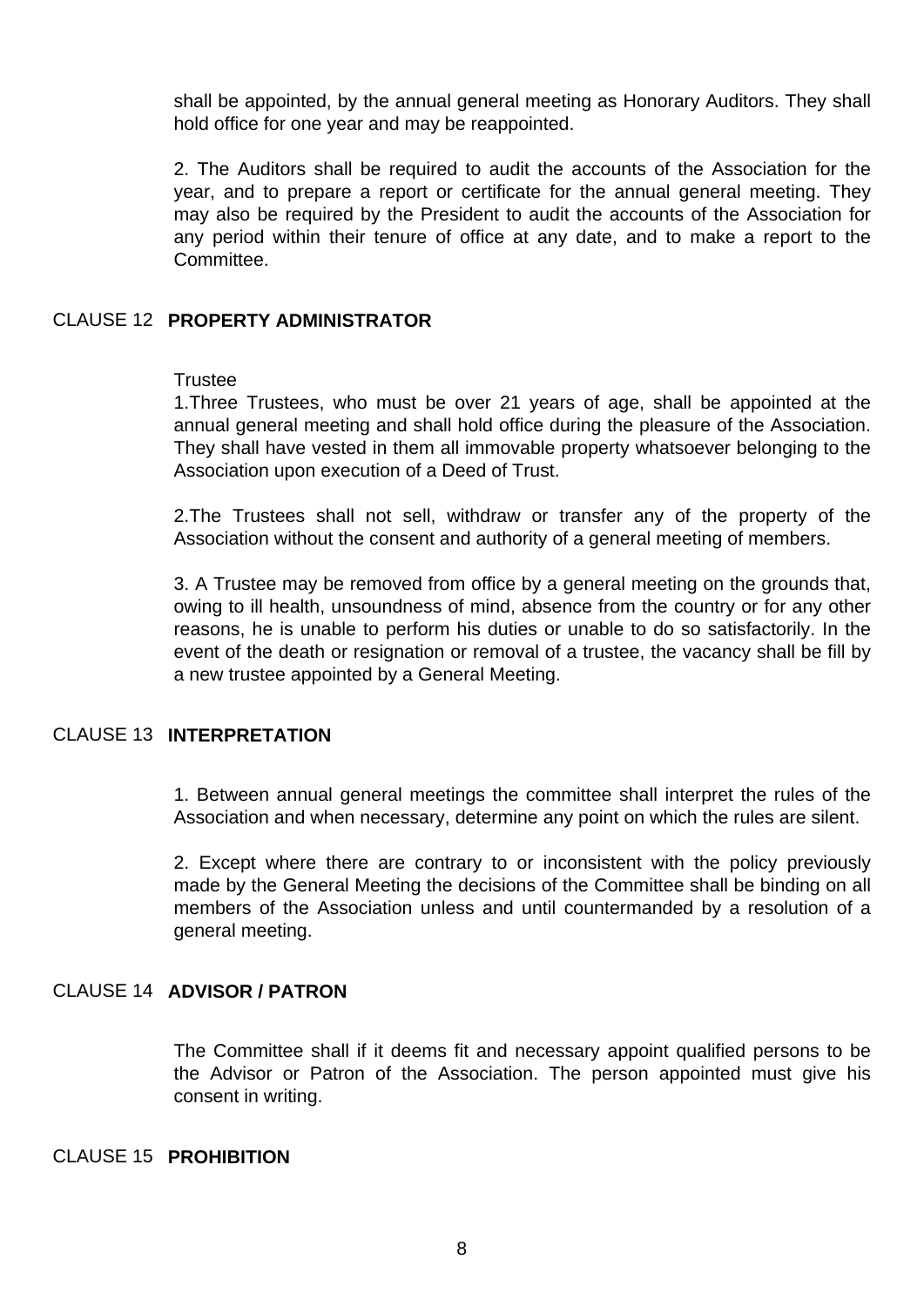shall be appointed, by the annual general meeting as Honorary Auditors. They shall hold office for one year and may be reappointed.

2. The Auditors shall be required to audit the accounts of the Association for the year, and to prepare a report or certificate for the annual general meeting. They may also be required by the President to audit the accounts of the Association for any period within their tenure of office at any date, and to make a report to the Committee.

## CLAUSE 12 **PROPERTY ADMINISTRATOR**

Trustee

1.Three Trustees, who must be over 21 years of age, shall be appointed at the annual general meeting and shall hold office during the pleasure of the Association. They shall have vested in them all immovable property whatsoever belonging to the Association upon execution of a Deed of Trust.

2.The Trustees shall not sell, withdraw or transfer any of the property of the Association without the consent and authority of a general meeting of members.

3. A Trustee may be removed from office by a general meeting on the grounds that, owing to ill health, unsoundness of mind, absence from the country or for any other reasons, he is unable to perform his duties or unable to do so satisfactorily. In the event of the death or resignation or removal of a trustee, the vacancy shall be fill by a new trustee appointed by a General Meeting.

## CLAUSE 13 **INTERPRETATION**

1. Between annual general meetings the committee shall interpret the rules of the Association and when necessary, determine any point on which the rules are silent.

2. Except where there are contrary to or inconsistent with the policy previously made by the General Meeting the decisions of the Committee shall be binding on all members of the Association unless and until countermanded by a resolution of a general meeting.

## CLAUSE 14 **ADVISOR / PATRON**

The Committee shall if it deems fit and necessary appoint qualified persons to be the Advisor or Patron of the Association. The person appointed must give his consent in writing.

## CLAUSE 15 **PROHIBITION**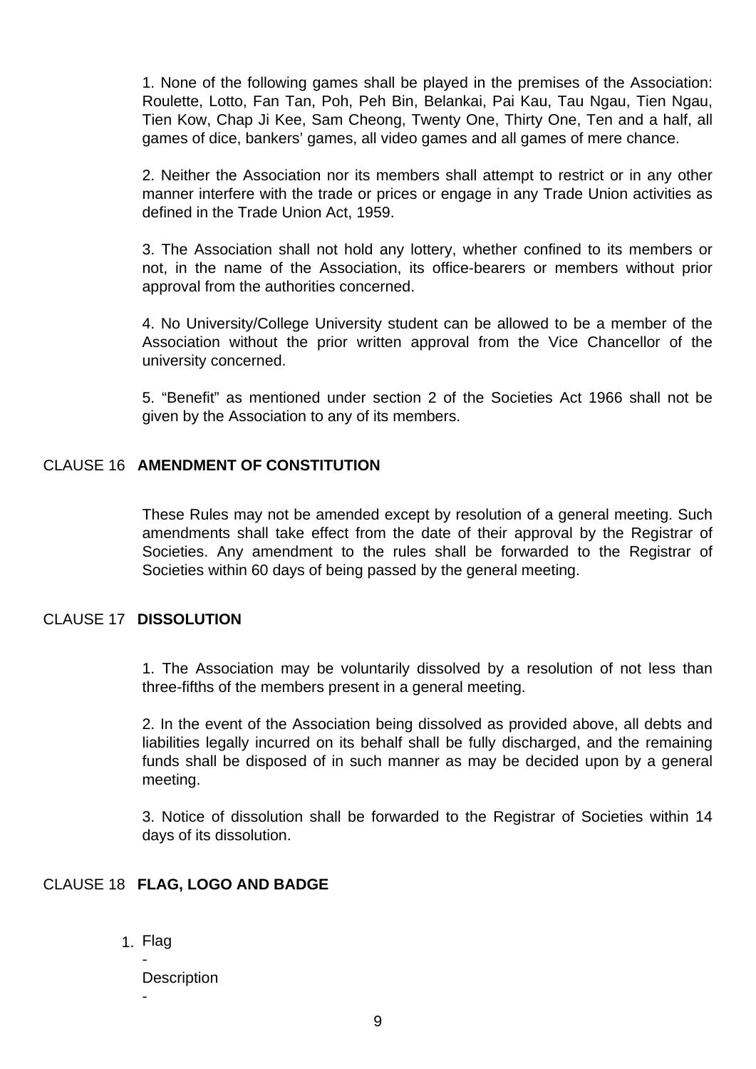1. None of the following games shall be played in the premises of the Association: Roulette, Lotto, Fan Tan, Poh, Peh Bin, Belankai, Pai Kau, Tau Ngau, Tien Ngau, Tien Kow, Chap Ji Kee, Sam Cheong, Twenty One, Thirty One, Ten and a half, all games of dice, bankers' games, all video games and all games of mere chance.

2. Neither the Association nor its members shall attempt to restrict or in any other manner interfere with the trade or prices or engage in any Trade Union activities as defined in the Trade Union Act, 1959.

3. The Association shall not hold any lottery, whether confined to its members or not, in the name of the Association, its office-bearers or members without prior approval from the authorities concerned.

4. No University/College University student can be allowed to be a member of the Association without the prior written approval from the Vice Chancellor of the university concerned.

5. "Benefit" as mentioned under section 2 of the Societies Act 1966 shall not be given by the Association to any of its members.

## CLAUSE 16 **AMENDMENT OF CONSTITUTION**

These Rules may not be amended except by resolution of a general meeting. Such amendments shall take effect from the date of their approval by the Registrar of Societies. Any amendment to the rules shall be forwarded to the Registrar of Societies within 60 days of being passed by the general meeting.

## CLAUSE 17 **DISSOLUTION**

1. The Association may be voluntarily dissolved by a resolution of not less than three-fifths of the members present in a general meeting.

2. In the event of the Association being dissolved as provided above, all debts and liabilities legally incurred on its behalf shall be fully discharged, and the remaining funds shall be disposed of in such manner as may be decided upon by a general meeting.

3. Notice of dissolution shall be forwarded to the Registrar of Societies within 14 days of its dissolution.

## CLAUSE 18 **FLAG, LOGO AND BADGE**

1. Flag
   -
   Description
   -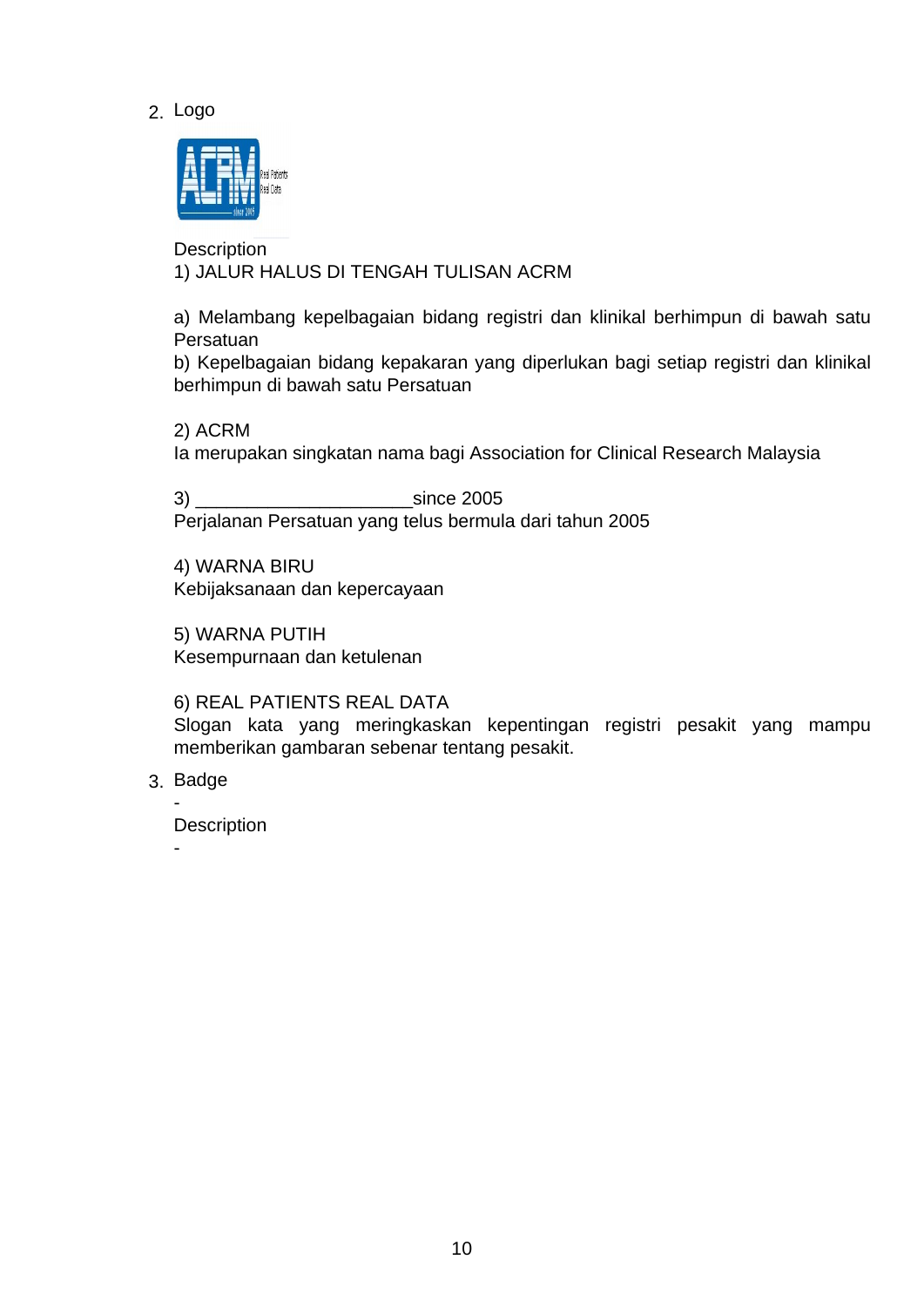2. Logo

   Description

   1) JALUR HALUS DI TENGAH TULISAN ACRM

   a) Melambang kepelbagaian bidang registri dan klinikal berhimpun di bawah satu Persatuan

   b) Kepelbagaian bidang kepakaran yang diperlukan bagi setiap registri dan klinikal berhimpun di bawah satu Persatuan

   2) ACRM

   Ia merupakan singkatan nama bagi Association for Clinical Research Malaysia

   3) ____________________since 2005

   Perjalanan Persatuan yang telus bermula dari tahun 2005

   4) WARNA BIRU

   Kebijaksanaan dan kepercayaan

   5) WARNA PUTIH

   Kesempurnaan dan ketulenan

   6) REAL PATIENTS REAL DATA

   Slogan kata yang meringkaskan kepentingan registri pesakit yang mampu memberikan gambaran sebenar tentang pesakit.

3. Badge

   -

   Description

   -